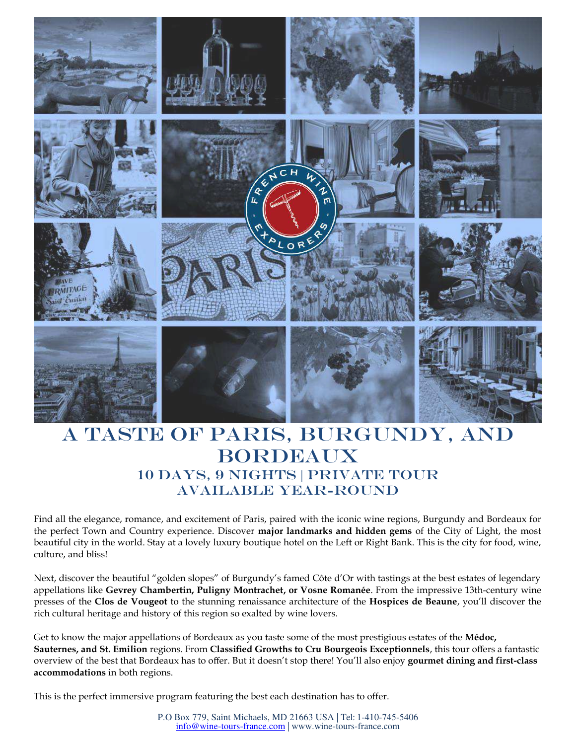# A TASTE OF PARIS, BURGUNDY, AND BORDEAUX

## 10 DAYS, 9 NIGHTS | PRIVATE TOUR
## AVAILABLE YEAR-ROUND

Find all the elegance, romance, and excitement of Paris, paired with the iconic wine regions, Burgundy and Bordeaux for the perfect Town and Country experience. Discover **major landmarks and hidden gems** of the City of Light, the most beautiful city in the world. Stay at a lovely luxury boutique hotel on the Left or Right Bank. This is the city for food, wine, culture, and bliss!

Next, discover the beautiful "golden slopes" of Burgundy's famed Côte d'Or with tastings at the best estates of legendary appellations like **Gevrey Chambertin, Puligny Montrachet, or Vosne Romanée**. From the impressive 13th-century wine presses of the **Clos de Vougeot** to the stunning renaissance architecture of the **Hospices de Beaune**, you'll discover the rich cultural heritage and history of this region so exalted by wine lovers.

Get to know the major appellations of Bordeaux as you taste some of the most prestigious estates of the **Médoc, Sauternes, and St. Emilion** regions. From **Classified Growths to Cru Bourgeois Exceptionnels**, this tour offers a fantastic overview of the best that Bordeaux has to offer. But it doesn't stop there! You'll also enjoy **gourmet dining and first-class accommodations** in both regions.

This is the perfect immersive program featuring the best each destination has to offer.

P.O Box 779, Saint Michaels, MD 21663 USA | Tel: 1-410-745-5406
info@wine-tours-france.com | www.wine-tours-france.com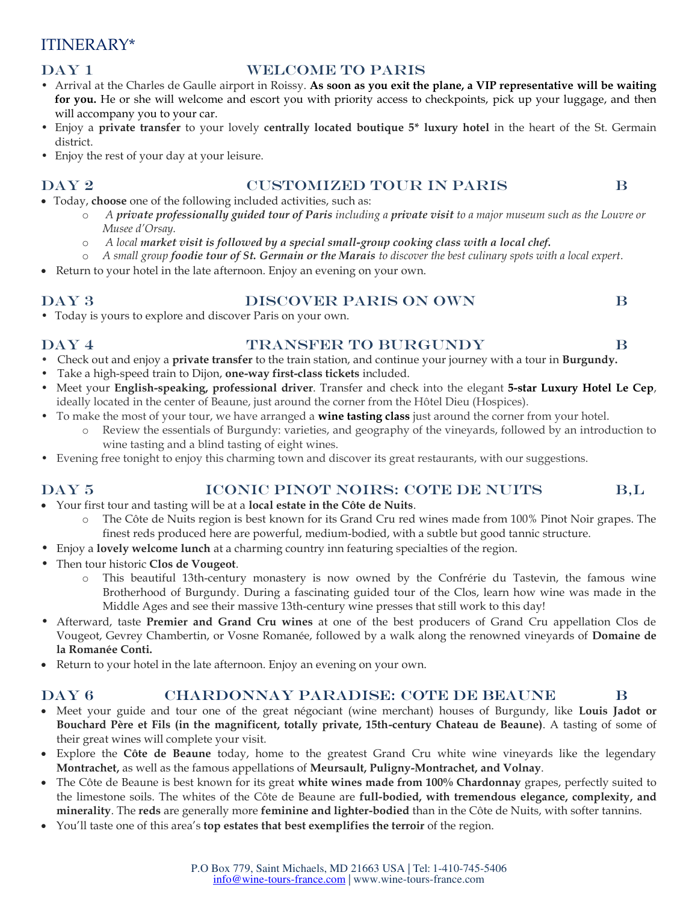# ITINERARY*

## DAY 1 — WELCOME TO PARIS

- Arrival at the Charles de Gaulle airport in Roissy. **As soon as you exit the plane, a VIP representative will be waiting for you.** He or she will welcome and escort you with priority access to checkpoints, pick up your luggage, and then will accompany you to your car.
- Enjoy a **private transfer** to your lovely **centrally located boutique 5* luxury hotel** in the heart of the St. Germain district.
- Enjoy the rest of your day at your leisure.

## DAY 2 — CUSTOMIZED TOUR IN PARIS — B

- Today, **choose** one of the following included activities, such as:
  - *A **private professionally guided tour of Paris** including a **private visit** to a major museum such as the Louvre or Musee d'Orsay.*
  - *A local **market visit is followed by a special small-group cooking class with a local chef.***
  - *A small group **foodie tour of St. Germain or the Marais** to discover the best culinary spots with a local expert.*
- Return to your hotel in the late afternoon. Enjoy an evening on your own.

## DAY 3 — DISCOVER PARIS ON OWN — B

- Today is yours to explore and discover Paris on your own.

## DAY 4 — TRANSFER TO BURGUNDY — B

- Check out and enjoy a **private transfer** to the train station, and continue your journey with a tour in **Burgundy.**
- Take a high-speed train to Dijon, **one-way first-class tickets** included.
- Meet your **English-speaking, professional driver**. Transfer and check into the elegant **5-star Luxury Hotel Le Cep**, ideally located in the center of Beaune, just around the corner from the Hôtel Dieu (Hospices).
- To make the most of your tour, we have arranged a **wine tasting class** just around the corner from your hotel.
  - Review the essentials of Burgundy: varieties, and geography of the vineyards, followed by an introduction to wine tasting and a blind tasting of eight wines.
- Evening free tonight to enjoy this charming town and discover its great restaurants, with our suggestions.

## DAY 5 — ICONIC PINOT NOIRS: COTE DE NUITS — B,L

- Your first tour and tasting will be at a **local estate in the Côte de Nuits**.
  - The Côte de Nuits region is best known for its Grand Cru red wines made from 100% Pinot Noir grapes. The finest reds produced here are powerful, medium-bodied, with a subtle but good tannic structure.
- Enjoy a **lovely welcome lunch** at a charming country inn featuring specialties of the region.
- Then tour historic **Clos de Vougeot**.
  - This beautiful 13th-century monastery is now owned by the Confrérie du Tastevin, the famous wine Brotherhood of Burgundy. During a fascinating guided tour of the Clos, learn how wine was made in the Middle Ages and see their massive 13th-century wine presses that still work to this day!
- Afterward, taste **Premier and Grand Cru wines** at one of the best producers of Grand Cru appellation Clos de Vougeot, Gevrey Chambertin, or Vosne Romanée, followed by a walk along the renowned vineyards of **Domaine de la Romanée Conti.**
- Return to your hotel in the late afternoon. Enjoy an evening on your own.

## DAY 6 — CHARDONNAY PARADISE: COTE DE BEAUNE — B

- Meet your guide and tour one of the great négociant (wine merchant) houses of Burgundy, like **Louis Jadot or Bouchard Père et Fils (in the magnificent, totally private, 15th-century Chateau de Beaune)**. A tasting of some of their great wines will complete your visit.
- Explore the **Côte de Beaune** today, home to the greatest Grand Cru white wine vineyards like the legendary **Montrachet,** as well as the famous appellations of **Meursault, Puligny-Montrachet, and Volnay**.
- The Côte de Beaune is best known for its great **white wines made from 100% Chardonnay** grapes, perfectly suited to the limestone soils. The whites of the Côte de Beaune are **full-bodied, with tremendous elegance, complexity, and minerality**. The **reds** are generally more **feminine and lighter-bodied** than in the Côte de Nuits, with softer tannins.
- You'll taste one of this area's **top estates that best exemplifies the terroir** of the region.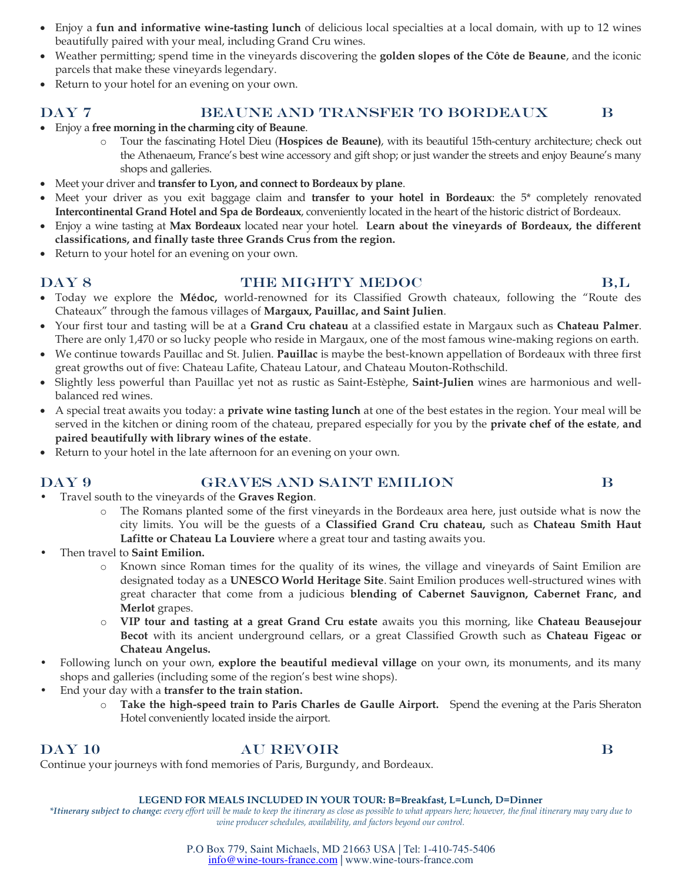- Enjoy a **fun and informative wine-tasting lunch** of delicious local specialties at a local domain, with up to 12 wines beautifully paired with your meal, including Grand Cru wines.
- Weather permitting; spend time in the vineyards discovering the **golden slopes of the Côte de Beaune**, and the iconic parcels that make these vineyards legendary.
- Return to your hotel for an evening on your own.

## DAY 7 BEAUNE AND TRANSFER TO BORDEAUX B

- Enjoy a **free morning in the charming city of Beaune**.
  - Tour the fascinating Hotel Dieu (**Hospices de Beaune)**, with its beautiful 15th-century architecture; check out the Athenaeum, France's best wine accessory and gift shop; or just wander the streets and enjoy Beaune's many shops and galleries.
- Meet your driver and **transfer to Lyon, and connect to Bordeaux by plane**.
- Meet your driver as you exit baggage claim and **transfer to your hotel in Bordeaux**: the 5* completely renovated **Intercontinental Grand Hotel and Spa de Bordeaux**, conveniently located in the heart of the historic district of Bordeaux.
- Enjoy a wine tasting at **Max Bordeaux** located near your hotel. **Learn about the vineyards of Bordeaux, the different classifications, and finally taste three Grands Crus from the region.**
- Return to your hotel for an evening on your own.

## DAY 8 THE MIGHTY MEDOC B,L

- Today we explore the **Médoc,** world-renowned for its Classified Growth chateaux, following the "Route des Chateaux" through the famous villages of **Margaux, Pauillac, and Saint Julien**.
- Your first tour and tasting will be at a **Grand Cru chateau** at a classified estate in Margaux such as **Chateau Palmer**. There are only 1,470 or so lucky people who reside in Margaux, one of the most famous wine-making regions on earth.
- We continue towards Pauillac and St. Julien. **Pauillac** is maybe the best-known appellation of Bordeaux with three first great growths out of five: Chateau Lafite, Chateau Latour, and Chateau Mouton-Rothschild.
- Slightly less powerful than Pauillac yet not as rustic as Saint-Estèphe, **Saint-Julien** wines are harmonious and well-balanced red wines.
- A special treat awaits you today: a **private wine tasting lunch** at one of the best estates in the region. Your meal will be served in the kitchen or dining room of the chateau, prepared especially for you by the **private chef of the estate**, **and paired beautifully with library wines of the estate**.
- Return to your hotel in the late afternoon for an evening on your own.

## DAY 9 GRAVES AND SAINT EMILION B

- Travel south to the vineyards of the **Graves Region**.
  - The Romans planted some of the first vineyards in the Bordeaux area here, just outside what is now the city limits. You will be the guests of a **Classified Grand Cru chateau,** such as **Chateau Smith Haut Lafitte or Chateau La Louviere** where a great tour and tasting awaits you.
- Then travel to **Saint Emilion.**
  - Known since Roman times for the quality of its wines, the village and vineyards of Saint Emilion are designated today as a **UNESCO World Heritage Site**. Saint Emilion produces well-structured wines with great character that come from a judicious **blending of Cabernet Sauvignon, Cabernet Franc, and Merlot** grapes.
  - **VIP tour and tasting at a great Grand Cru estate** awaits you this morning, like **Chateau Beausejour Becot** with its ancient underground cellars, or a great Classified Growth such as **Chateau Figeac or Chateau Angelus.**
- Following lunch on your own, **explore the beautiful medieval village** on your own, its monuments, and its many shops and galleries (including some of the region's best wine shops).
- End your day with a **transfer to the train station.**
  - **Take the high-speed train to Paris Charles de Gaulle Airport.** Spend the evening at the Paris Sheraton Hotel conveniently located inside the airport.

## DAY 10 AU REVOIR B

Continue your journeys with fond memories of Paris, Burgundy, and Bordeaux.

**LEGEND FOR MEALS INCLUDED IN YOUR TOUR: B=Breakfast, L=Lunch, D=Dinner**

***Itinerary subject to change:** every effort will be made to keep the itinerary as close as possible to what appears here; however, the final itinerary may vary due to wine producer schedules, availability, and factors beyond our control.*

P.O Box 779, Saint Michaels, MD 21663 USA | Tel: 1-410-745-5406
info@wine-tours-france.com | www.wine-tours-france.com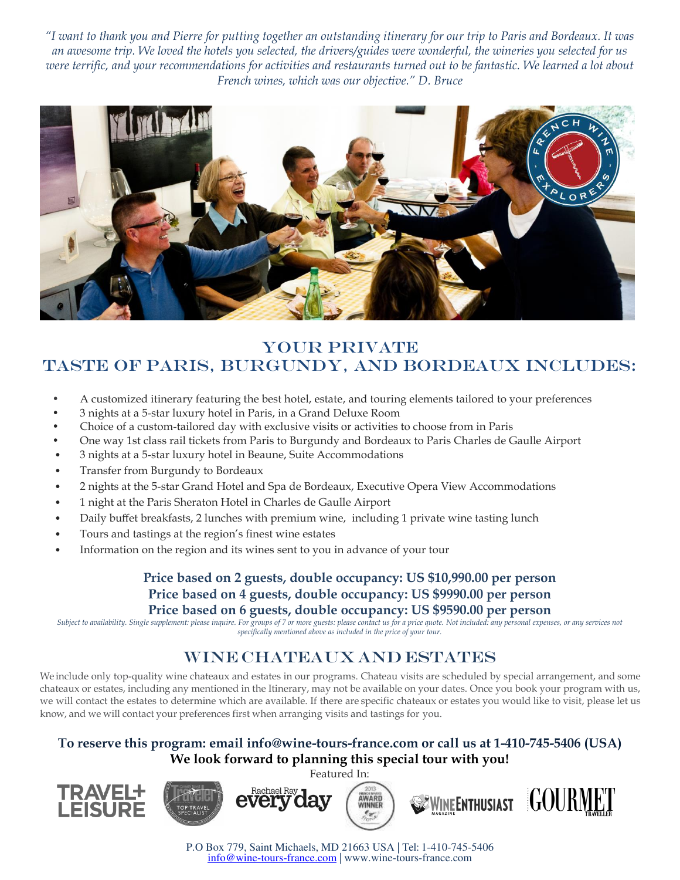*"I want to thank you and Pierre for putting together an outstanding itinerary for our trip to Paris and Bordeaux. It was an awesome trip. We loved the hotels you selected, the drivers/guides were wonderful, the wineries you selected for us were terrific, and your recommendations for activities and restaurants turned out to be fantastic. We learned a lot about French wines, which was our objective." D. Bruce*

## YOUR PRIVATE TASTE OF PARIS, BURGUNDY, AND BORDEAUX INCLUDES:

- A customized itinerary featuring the best hotel, estate, and touring elements tailored to your preferences
- 3 nights at a 5-star luxury hotel in Paris, in a Grand Deluxe Room
- Choice of a custom-tailored day with exclusive visits or activities to choose from in Paris
- One way 1st class rail tickets from Paris to Burgundy and Bordeaux to Paris Charles de Gaulle Airport
- 3 nights at a 5-star luxury hotel in Beaune, Suite Accommodations
- Transfer from Burgundy to Bordeaux
- 2 nights at the 5-star Grand Hotel and Spa de Bordeaux, Executive Opera View Accommodations
- 1 night at the Paris Sheraton Hotel in Charles de Gaulle Airport
- Daily buffet breakfasts, 2 lunches with premium wine, including 1 private wine tasting lunch
- Tours and tastings at the region's finest wine estates
- Information on the region and its wines sent to you in advance of your tour

**Price based on 2 guests, double occupancy: US $10,990.00 per person**
**Price based on 4 guests, double occupancy: US $9990.00 per person**
**Price based on 6 guests, double occupancy: US $9590.00 per person**

*Subject to availability. Single supplement: please inquire. For groups of 7 or more guests: please contact us for a price quote. Not included: any personal expenses, or any services not specifically mentioned above as included in the price of your tour.*

## WINE CHATEAUX AND ESTATES

We include only top-quality wine chateaux and estates in our programs. Chateau visits are scheduled by special arrangement, and some chateaux or estates, including any mentioned in the Itinerary, may not be available on your dates. Once you book your program with us, we will contact the estates to determine which are available. If there are specific chateaux or estates you would like to visit, please let us know, and we will contact your preferences first when arranging visits and tastings for you.

**To reserve this program: email info@wine-tours-france.com or call us at 1-410-745-5406 (USA)**
**We look forward to planning this special tour with you!**

Featured In:

P.O Box 779, Saint Michaels, MD 21663 USA | Tel: 1-410-745-5406
info@wine-tours-france.com | www.wine-tours-france.com